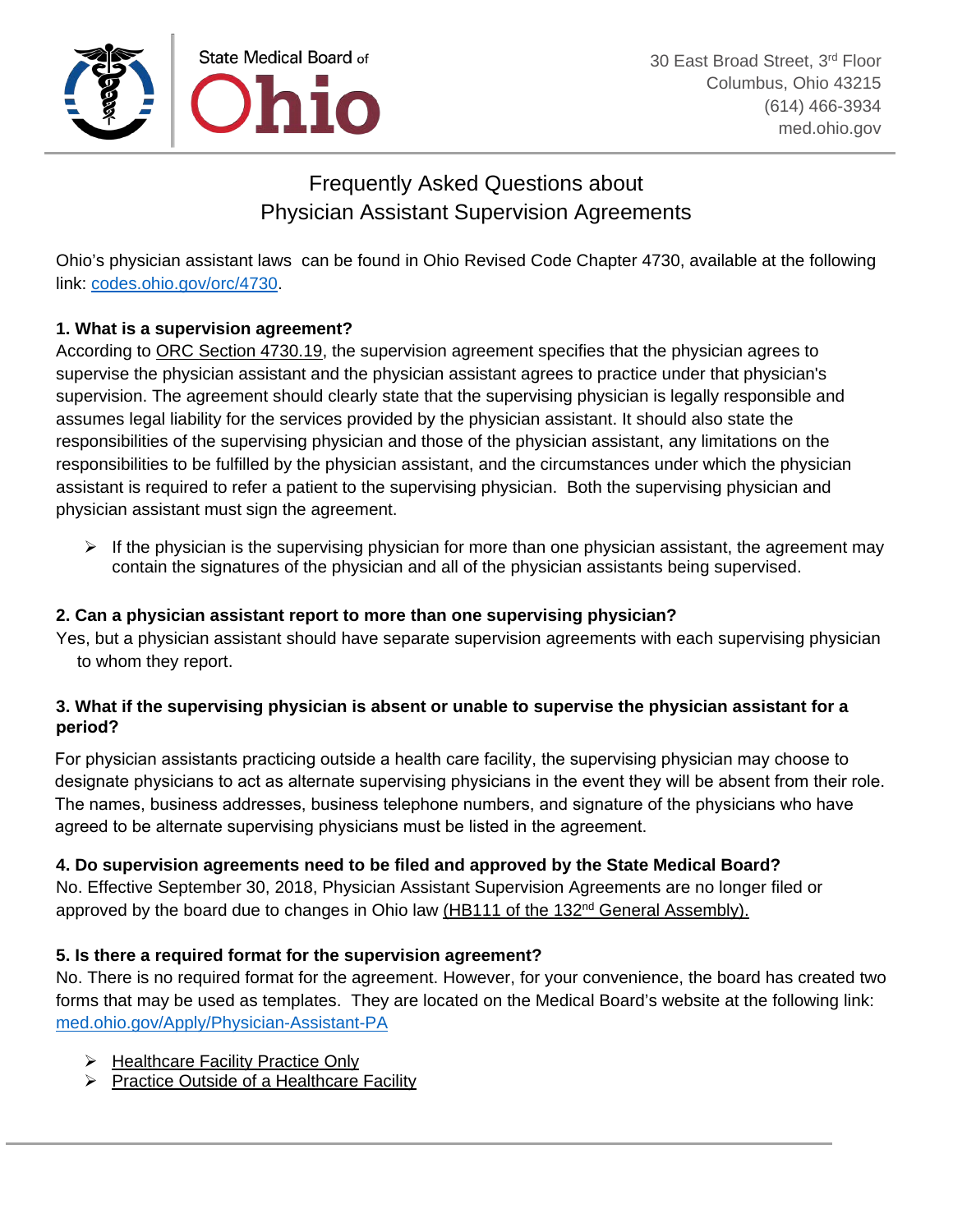State Medical Board of Ohio

30 East Broad Street, 3rd Floor
Columbus, Ohio 43215
(614) 466-3934
med.ohio.gov

# Frequently Asked Questions about Physician Assistant Supervision Agreements

Ohio's physician assistant laws can be found in Ohio Revised Code Chapter 4730, available at the following link: codes.ohio.gov/orc/4730.

**1. What is a supervision agreement?**

According to ORC Section 4730.19, the supervision agreement specifies that the physician agrees to supervise the physician assistant and the physician assistant agrees to practice under that physician's supervision. The agreement should clearly state that the supervising physician is legally responsible and assumes legal liability for the services provided by the physician assistant. It should also state the responsibilities of the supervising physician and those of the physician assistant, any limitations on the responsibilities to be fulfilled by the physician assistant, and the circumstances under which the physician assistant is required to refer a patient to the supervising physician. Both the supervising physician and physician assistant must sign the agreement.

- If the physician is the supervising physician for more than one physician assistant, the agreement may contain the signatures of the physician and all of the physician assistants being supervised.

**2. Can a physician assistant report to more than one supervising physician?**

Yes, but a physician assistant should have separate supervision agreements with each supervising physician to whom they report.

**3. What if the supervising physician is absent or unable to supervise the physician assistant for a period?**

For physician assistants practicing outside a health care facility, the supervising physician may choose to designate physicians to act as alternate supervising physicians in the event they will be absent from their role. The names, business addresses, business telephone numbers, and signature of the physicians who have agreed to be alternate supervising physicians must be listed in the agreement.

**4. Do supervision agreements need to be filed and approved by the State Medical Board?**

No. Effective September 30, 2018, Physician Assistant Supervision Agreements are no longer filed or approved by the board due to changes in Ohio law (HB111 of the 132nd General Assembly).

**5. Is there a required format for the supervision agreement?**

No. There is no required format for the agreement. However, for your convenience, the board has created two forms that may be used as templates. They are located on the Medical Board's website at the following link: med.ohio.gov/Apply/Physician-Assistant-PA

- Healthcare Facility Practice Only
- Practice Outside of a Healthcare Facility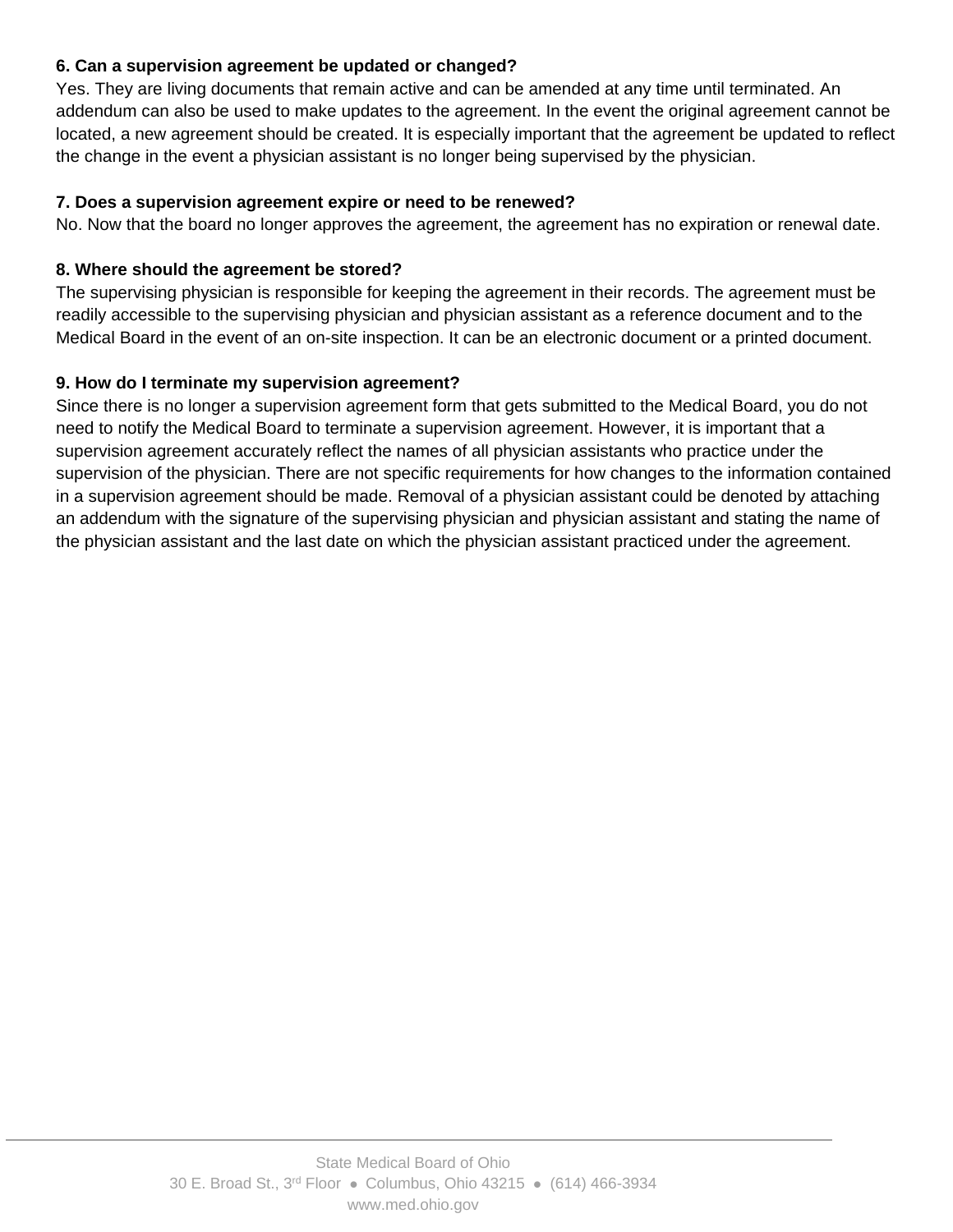**6. Can a supervision agreement be updated or changed?**

Yes. They are living documents that remain active and can be amended at any time until terminated. An addendum can also be used to make updates to the agreement. In the event the original agreement cannot be located, a new agreement should be created. It is especially important that the agreement be updated to reflect the change in the event a physician assistant is no longer being supervised by the physician.

**7. Does a supervision agreement expire or need to be renewed?**

No. Now that the board no longer approves the agreement, the agreement has no expiration or renewal date.

**8. Where should the agreement be stored?**

The supervising physician is responsible for keeping the agreement in their records. The agreement must be readily accessible to the supervising physician and physician assistant as a reference document and to the Medical Board in the event of an on-site inspection. It can be an electronic document or a printed document.

**9. How do I terminate my supervision agreement?**

Since there is no longer a supervision agreement form that gets submitted to the Medical Board, you do not need to notify the Medical Board to terminate a supervision agreement. However, it is important that a supervision agreement accurately reflect the names of all physician assistants who practice under the supervision of the physician. There are not specific requirements for how changes to the information contained in a supervision agreement should be made. Removal of a physician assistant could be denoted by attaching an addendum with the signature of the supervising physician and physician assistant and stating the name of the physician assistant and the last date on which the physician assistant practiced under the agreement.